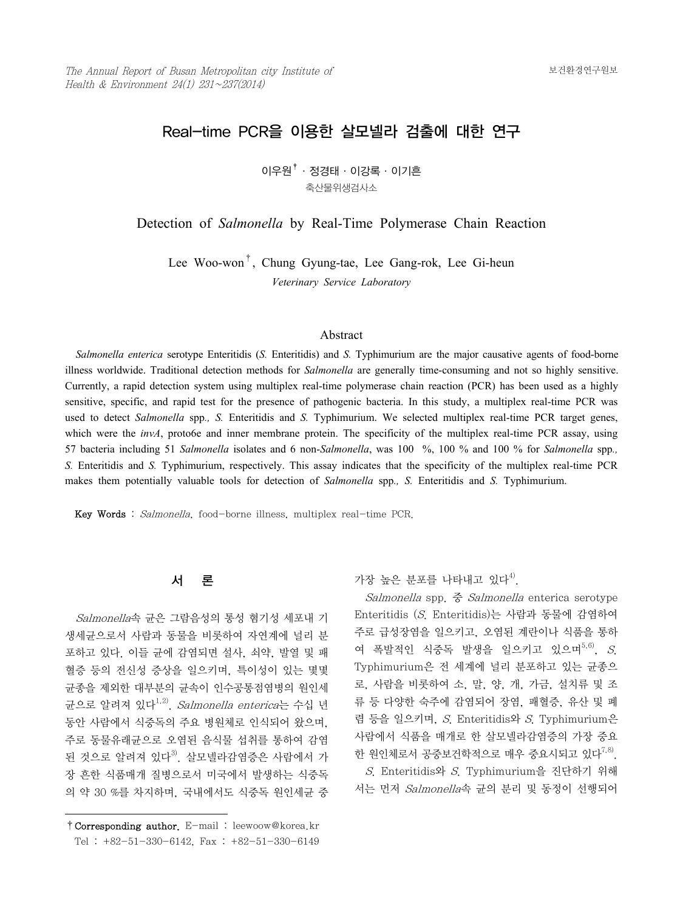# Real-time PCR을 이용한 살모넬라 검출에 대한 연구

이우원† · 정경태 · 이강록 · 이기흔

축산물위생검사소

## Detection of *Salmonella* by Real-Time Polymerase Chain Reaction

Lee Woo-won†, Chung Gyung-tae, Lee Gang-rok, Lee Gi-heun

*Veterinary Service Laboratory*

### Abstract

*Salmonella enterica* serotype Enteritidis (*S.* Enteritidis) and *S.* Typhimurium are the major causative agents of food-borne illness worldwide. Traditional detection methods for *Salmonella* are generally time-consuming and not so highly sensitive. Currently, a rapid detection system using multiplex real-time polymerase chain reaction (PCR) has been used as a highly sensitive, specific, and rapid test for the presence of pathogenic bacteria. In this study, a multiplex real-time PCR was used to detect *Salmonella* spp., *S.* Enteritidis and *S.* Typhimurium. We selected multiplex real-time PCR target genes, which were the *invA*, proto6e and inner membrane protein. The specificity of the multiplex real-time PCR assay, using 57 bacteria including 51 *Salmonella* isolates and 6 non-*Salmonella*, was 100 %, 100 % and 100 % for *Salmonella* spp., *S.* Enteritidis and *S.* Typhimurium, respectively. This assay indicates that the specificity of the multiplex real-time PCR makes them potentially valuable tools for detection of *Salmonella* spp., *S.* Enteritidis and *S.* Typhimurium.

**Key Words** : *Salmonella*, food-borne illness, multiplex real-time PCR.

## 서 론

*Salmonella*속 균은 그람음성의 통성 혐기성 세포내 기생세균으로서 사람과 동물을 비롯하여 자연계에 널리 분포하고 있다. 이들 균에 감염되면 설사, 쇠약, 발열 및 패혈증 등의 전신성 증상을 일으키며, 특이성이 있는 몇몇 균종을 제외한 대부분의 균속이 인수공통전염병의 원인세균으로 알려져 있다[1,2]. *Salmonella enterica*는 수십 년 동안 사람에서 식중독의 주요 병원체로 인식되어 왔으며, 주로 동물유래균으로 오염된 음식물 섭취를 통하여 감염된 것으로 알려져 있다[3]. 살모넬라감염증은 사람에서 가장 흔한 식품매개 질병으로서 미국에서 발생하는 식중독의 약 30 %를 차지하며, 국내에서도 식중독 원인세균 중 가장 높은 분포를 나타내고 있다[4].

*Salmonella* spp. 중 *Salmonella* enterica serotype Enteritidis (*S.* Enteritidis)는 사람과 동물에 감염하여 주로 급성장염을 일으키고, 오염된 계란이나 식품을 통하여 폭발적인 식중독 발생을 일으키고 있으며[5,6], *S.* Typhimurium은 전 세계에 널리 분포하고 있는 균종으로, 사람을 비롯하여 소, 말, 양, 개, 가금, 설치류 및 조류 등 다양한 숙주에 감염되어 장염, 패혈증, 유산 및 폐렴 등을 일으키며, *S.* Enteritidis와 *S.* Typhimurium은 사람에서 식품을 매개로 한 살모넬라감염증의 가장 중요한 원인체로서 공중보건학적으로 매우 중요시되고 있다[7,8].

*S.* Enteritidis와 *S.* Typhimurium을 진단하기 위해서는 먼저 *Salmonella*속 균의 분리 및 동정이 선행되어

† Corresponding author. E-mail : leewoow@korea.kr
Tel : +82-51-330-6142, Fax : +82-51-330-6149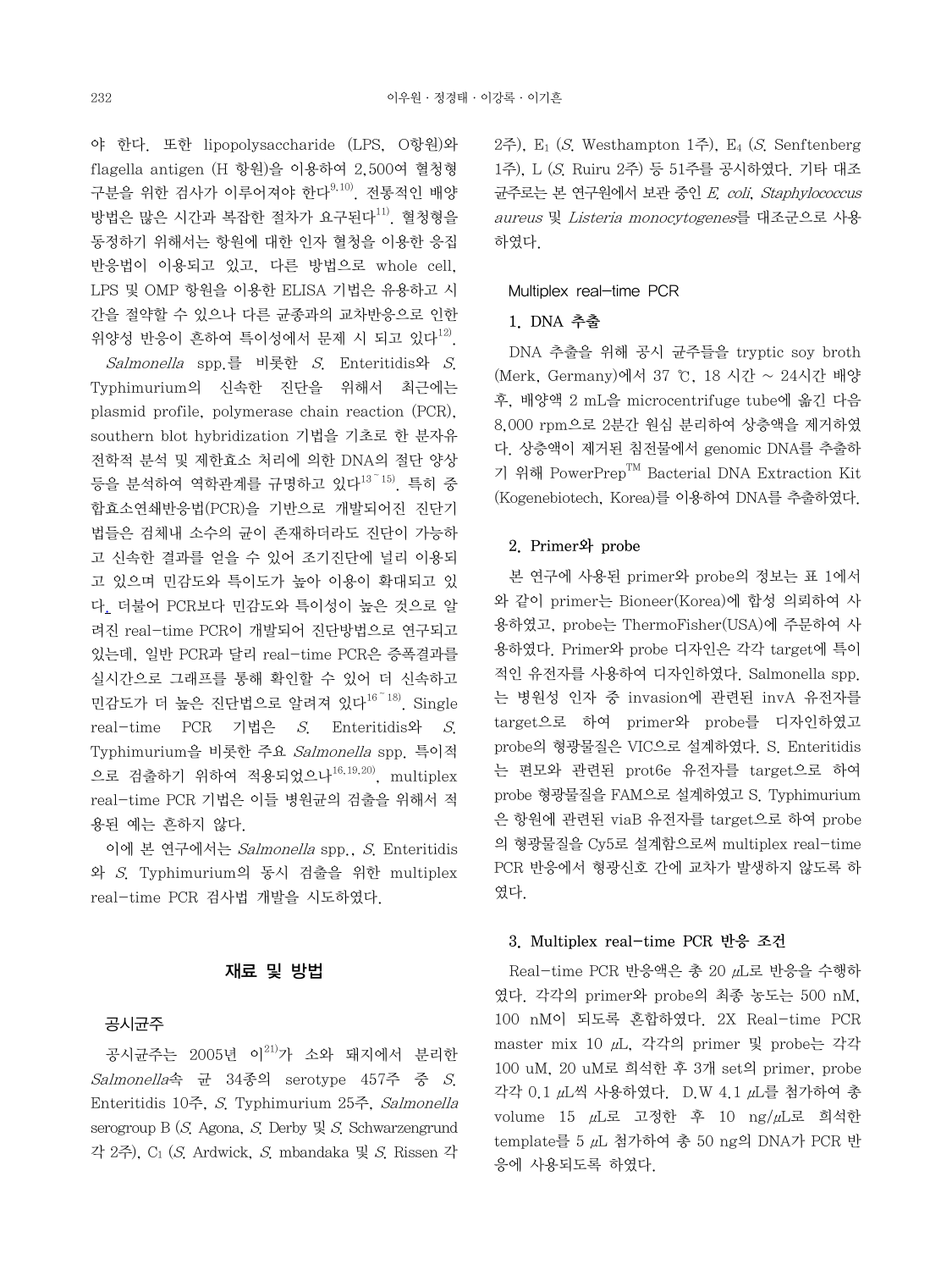야 한다. 또한 lipopolysaccharide (LPS, O항원)와 flagella antigen (H 항원)을 이용하여 2,500여 혈청형 구분을 위한 검사가 이루어져야 한다[9,10]. 전통적인 배양 방법은 많은 시간과 복잡한 절차가 요구된다[11]. 혈청형을 동정하기 위해서는 항원에 대한 인자 혈청을 이용한 응집 반응법이 이용되고 있고, 다른 방법으로 whole cell, LPS 및 OMP 항원을 이용한 ELISA 기법은 유용하고 시간을 절약할 수 있으나 다른 균종과의 교차반응으로 인한 위양성 반응이 흔하여 특이성에서 문제 시 되고 있다[12].

*Salmonella* spp.를 비롯한 *S.* Enteritidis와 *S.* Typhimurium의 신속한 진단을 위해서 최근에는 plasmid profile, polymerase chain reaction (PCR), southern blot hybridization 기법을 기초로 한 분자유전학적 분석 및 제한효소 처리에 의한 DNA의 절단 양상 등을 분석하여 역학관계를 규명하고 있다[13~15]. 특히 중합효소연쇄반응법(PCR)을 기반으로 개발되어진 진단기법들은 검체내 소수의 균이 존재하더라도 진단이 가능하고 신속한 결과를 얻을 수 있어 조기진단에 널리 이용되고 있으며 민감도와 특이도가 높아 이용이 확대되고 있다. 더불어 PCR보다 민감도와 특이성이 높은 것으로 알려진 real-time PCR이 개발되어 진단방법으로 연구되고 있는데, 일반 PCR과 달리 real-time PCR은 증폭결과를 실시간으로 그래프를 통해 확인할 수 있어 더 신속하고 민감도가 더 높은 진단법으로 알려져 있다[16~18]. Single real-time PCR 기법은 *S.* Enteritidis와 *S.* Typhimurium을 비롯한 주요 *Salmonella* spp. 특이적으로 검출하기 위하여 적용되었으나[16,19,20], multiplex real-time PCR 기법은 이들 병원균의 검출을 위해서 적용된 예는 흔하지 않다.

이에 본 연구에서는 *Salmonella* spp., *S.* Enteritidis와 *S.* Typhimurium의 동시 검출을 위한 multiplex real-time PCR 검사법 개발을 시도하였다.

## 재료 및 방법

### 공시균주

공시균주는 2005년 이[21]가 소와 돼지에서 분리한 *Salmonella*속 균 34종의 serotype 457주 중 *S.* Enteritidis 10주, *S.* Typhimurium 25주, *Salmonella* serogroup B (*S.* Agona, *S.* Derby 및 *S.* Schwarzengrund 각 2주), $C_1$ (*S.* Ardwick, *S.* mbandaka 및 *S.* Rissen 각 2주), $E_1$ (*S.* Westhampton 1주), $E_4$ (*S.* Senftenberg 1주), L (*S.* Ruiru 2주) 등 51주를 공시하였다. 기타 대조균주로는 본 연구원에서 보관 중인 *E. coli*, *Staphylococcus aureus* 및 *Listeria monocytogenes*를 대조군으로 사용하였다.

### Multiplex real-time PCR

#### 1. DNA 추출

DNA 추출을 위해 공시 균주들을 tryptic soy broth (Merk, Germany)에서 37 ℃, 18 시간 ~ 24시간 배양 후, 배양액 2 mL을 microcentrifuge tube에 옮긴 다음 8,000 rpm으로 2분간 원심 분리하여 상층액을 제거하였다. 상층액이 제거된 침전물에서 genomic DNA를 추출하기 위해 PowerPrep™ Bacterial DNA Extraction Kit (Kogenebiotech, Korea)를 이용하여 DNA를 추출하였다.

#### 2. Primer와 probe

본 연구에 사용된 primer와 probe의 정보는 표 1에서와 같이 primer는 Bioneer(Korea)에 합성 의뢰하여 사용하였고, probe는 ThermoFisher(USA)에 주문하여 사용하였다. Primer와 probe 디자인은 각각 target에 특이적인 유전자를 사용하여 디자인하였다. Salmonella spp.는 병원성 인자 중 invasion에 관련된 invA 유전자를 target으로 하여 primer와 probe를 디자인하였고 probe의 형광물질은 VIC으로 설계하였다. S. Enteritidis는 편모와 관련된 prot6e 유전자를 target으로 하여 probe 형광물질을 FAM으로 설계하였고 S. Typhimurium은 항원에 관련된 viaB 유전자를 target으로 하여 probe의 형광물질을 Cy5로 설계함으로써 multiplex real-time PCR 반응에서 형광신호 간에 교차가 발생하지 않도록 하였다.

#### 3. Multiplex real-time PCR 반응 조건

Real-time PCR 반응액은 총 20 μL로 반응을 수행하였다. 각각의 primer와 probe의 최종 농도는 500 nM, 100 nM이 되도록 혼합하였다. 2X Real-time PCR master mix 10 μL, 각각의 primer 및 probe는 각각 100 uM, 20 uM로 희석한 후 3개 set의 primer, probe 각각 0.1 μL씩 사용하였다. D.W 4.1 μL를 첨가하여 총 volume 15 μL로 고정한 후 10 ng/μL로 희석한 template를 5 μL 첨가하여 총 50 ng의 DNA가 PCR 반응에 사용되도록 하였다.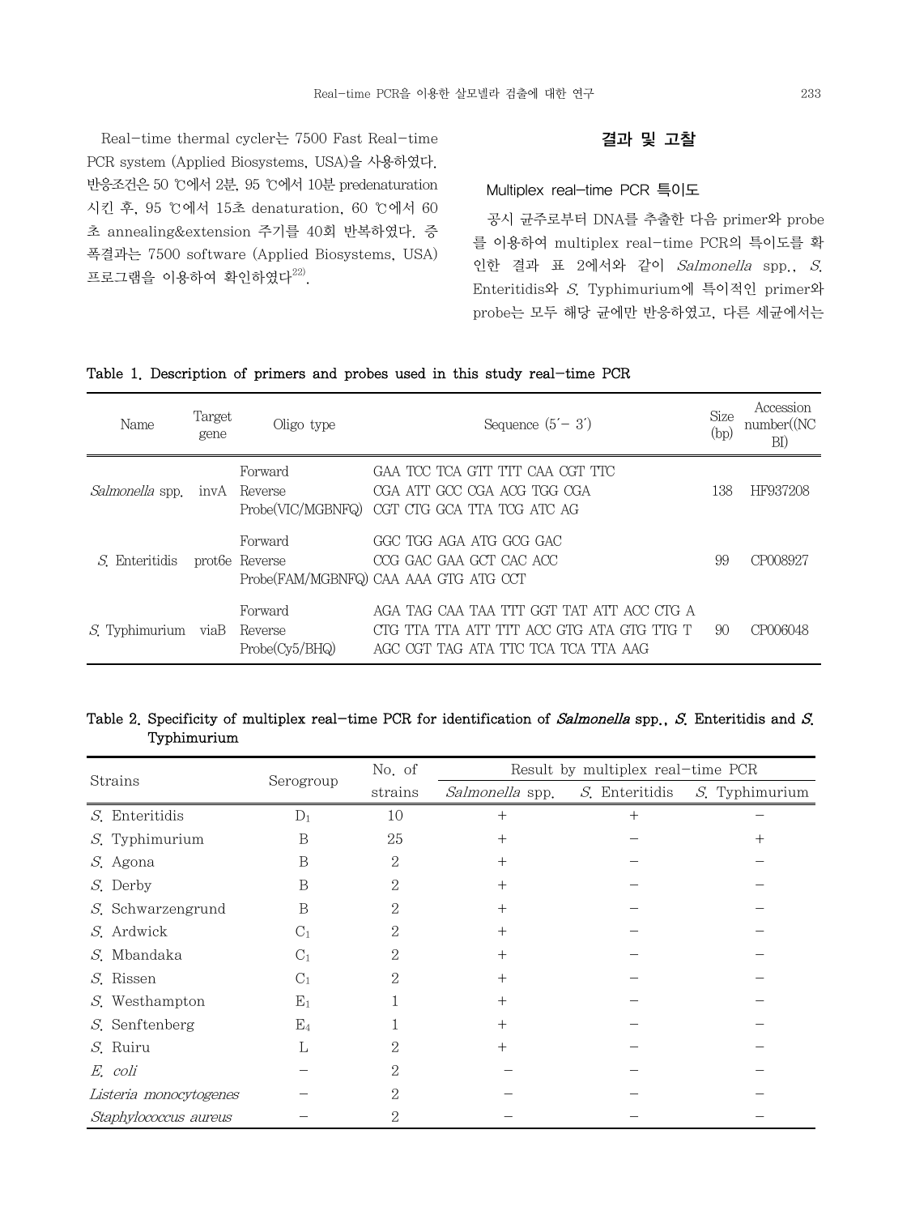Real-time thermal cycler는 7500 Fast Real-time PCR system (Applied Biosystems, USA)을 사용하였다. 반응조건은 50 ℃에서 2분, 95 ℃에서 10분 predenaturation 시킨 후, 95 ℃에서 15초 denaturation, 60 ℃에서 60초 annealing&extension 주기를 40회 반복하였다. 증폭결과는 7500 software (Applied Biosystems, USA) 프로그램을 이용하여 확인하였다[22].

## 결과 및 고찰

### Multiplex real-time PCR 특이도

공시 균주로부터 DNA를 추출한 다음 primer와 probe를 이용하여 multiplex real-time PCR의 특이도를 확인한 결과 표 2에서와 같이 *Salmonella* spp., *S.* Enteritidis와 *S.* Typhimurium에 특이적인 primer와 probe는 모두 해당 균에만 반응하였고, 다른 세균에서는

**Table 1. Description of primers and probes used in this study real-time PCR**

| Name | Target gene | Oligo type | Sequence (5′– 3′) | Size (bp) | Accession number((NCBI) |
|---|---|---|---|---|---|
| *Salmonella* spp. | invA | Forward<br>Reverse<br>Probe(VIC/MGBNFQ) | GAA TCC TCA GTT TTT CAA CGT TTC<br>CGA ATT GCC CGA ACG TGG CGA<br>CGT CTG GCA TTA TCG ATC AG | 138 | HF937208 |
| *S.* Enteritidis | prot6e | Forward<br>Reverse<br>Probe(FAM/MGBNFQ) | GGC TGG AGA ATG GCG GAC<br>CCG GAC GAA GCT CAC ACC<br>CAA AAG GTG ATG CCT | 99 | CP008927 |
| *S.* Typhimurium | viaB | Forward<br>Reverse<br>Probe(Cy5/BHQ) | AGA TAG CAA TAA TTT GGT TAT ATT ACC CTG A<br>CTG TTA TTA ATT TTT ACC GTG ATA GTG TTG T<br>AGC CGT TAG ATA TTC TCA TCA TTA AAG | 90 | CP006048 |

**Table 2. Specificity of multiplex real-time PCR for identification of *Salmonella* spp., *S.* Enteritidis and *S.* Typhimurium**

| Strains | Serogroup | No. of strains | Result by multiplex real-time PCR | | |
|---|---|---|---|---|---|
| | | | *Salmonella* spp. | *S.* Enteritidis | *S.* Typhimurium |
| *S.* Enteritidis | $D_1$ | 10 | + | + | – |
| *S.* Typhimurium | B | 25 | + | – | + |
| *S.* Agona | B | 2 | + | – | – |
| *S.* Derby | B | 2 | + | – | – |
| *S.* Schwarzengrund | B | 2 | + | – | – |
| *S.* Ardwick | $C_1$ | 2 | + | – | – |
| *S.* Mbandaka | $C_1$ | 2 | + | – | – |
| *S.* Rissen | $C_1$ | 2 | + | – | – |
| *S.* Westhampton | $E_1$ | 1 | + | – | – |
| *S.* Senftenberg | $E_4$ | 1 | + | – | – |
| *S.* Ruiru | L | 2 | + | – | – |
| *E. coli* | – | 2 | – | – | – |
| *Listeria monocytogenes* | – | 2 | – | – | – |
| *Staphylococcus aureus* | – | 2 | – | – | – |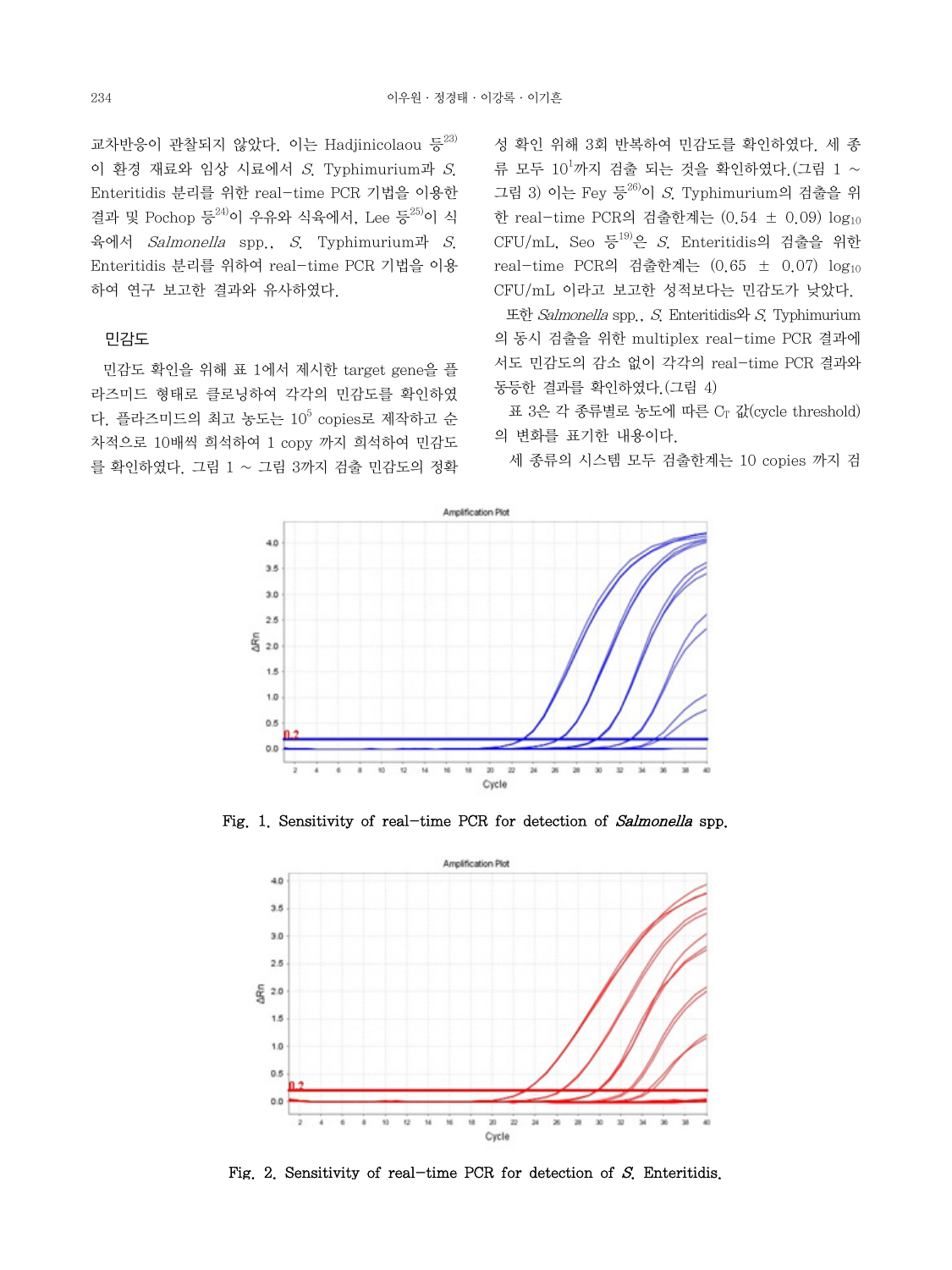교차반응이 관찰되지 않았다. 이는 Hadjinicolaou 등[23]이 환경 재료와 임상 시료에서 *S.* Typhimurium과 *S.* Enteritidis 분리를 위한 real-time PCR 기법을 이용한 결과 및 Pochop 등[24]이 우유와 식육에서, Lee 등[25]이 식육에서 *Salmonella* spp., *S.* Typhimurium과 *S.* Enteritidis 분리를 위하여 real-time PCR 기법을 이용하여 연구 보고한 결과와 유사하였다.

## 민감도

민감도 확인을 위해 표 1에서 제시한 target gene을 플라즈미드 형태로 클로닝하여 각각의 민감도를 확인하였다. 플라즈미드의 최고 농도는 $10^5$ copies로 제작하고 순차적으로 10배씩 희석하여 1 copy 까지 희석하여 민감도를 확인하였다. 그림 1 ~ 그림 3까지 검출 민감도의 정확성 확인 위해 3회 반복하여 민감도를 확인하였다. 세 종류 모두 $10^1$까지 검출 되는 것을 확인하였다.(그림 1 ~ 그림 3) 이는 Fey 등[26]이 *S.* Typhimurium의 검출을 위한 real-time PCR의 검출한계는 (0.54 ± 0.09) $\log_{10}$ CFU/mL, Seo 등[19]은 *S.* Enteritidis의 검출을 위한 real-time PCR의 검출한계는 (0.65 ± 0.07) $\log_{10}$ CFU/mL 이라고 보고한 성적보다는 민감도가 낮았다.

또한 *Salmonella* spp., *S.* Enteritidis와 *S.* Typhimurium의 동시 검출을 위한 multiplex real-time PCR 결과에서도 민감도의 감소 없이 각각의 real-time PCR 결과와 동등한 결과를 확인하였다.(그림 4)

표 3은 각 종류별로 농도에 따른 $C_T$ 값(cycle threshold)의 변화를 표기한 내용이다.

세 종류의 시스템 모두 검출한계는 10 copies 까지 검

Fig. 1. Sensitivity of real-time PCR for detection of *Salmonella* spp.

Fig. 2. Sensitivity of real-time PCR for detection of *S.* Enteritidis.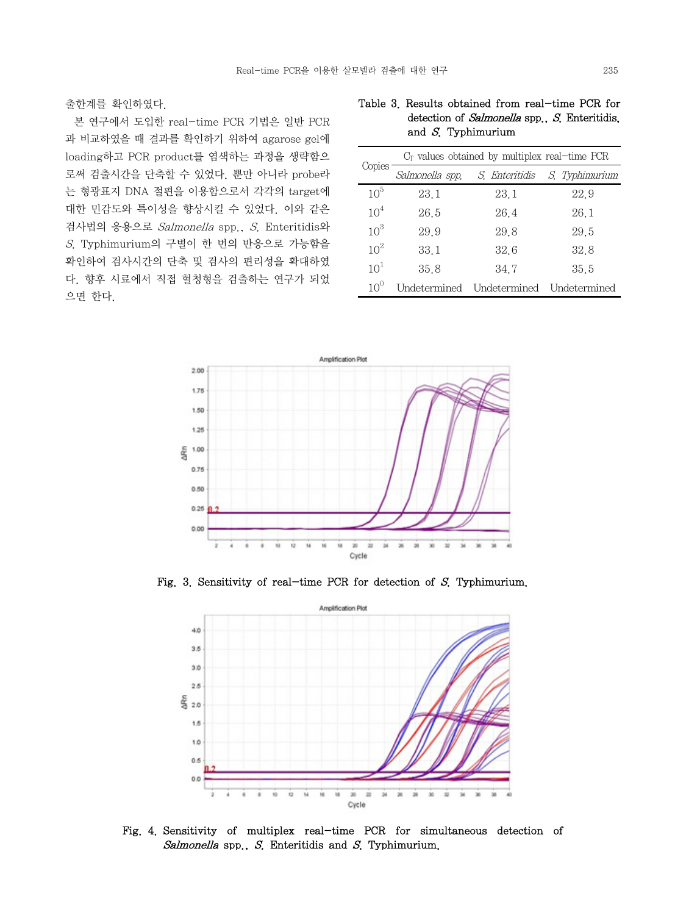출한계를 확인하였다.

본 연구에서 도입한 real-time PCR 기법은 일반 PCR과 비교하였을 때 결과를 확인하기 위하여 agarose gel에 loading하고 PCR product를 염색하는 과정을 생략함으로써 검출시간을 단축할 수 있었다. 뿐만 아니라 probe라는 형광표지 DNA 절편을 이용함으로서 각각의 target에 대한 민감도와 특이성을 향상시킬 수 있었다. 이와 같은 검사법의 응용으로 *Salmonella* spp., *S.* Enteritidis와 *S.* Typhimurium의 구별이 한 번의 반응으로 가능함을 확인하여 검사시간의 단축 및 검사의 편리성을 확대하였다. 향후 시료에서 직접 혈청형을 검출하는 연구가 되었으면 한다.

Table 3. Results obtained from real-time PCR for detection of *Salmonella* spp., *S.* Enteritidis, and *S.* Typhimurium

| Copies | $C_T$ values obtained by multiplex real-time PCR | | |
|---|---|---|---|
| | *Salmonella spp.* | *S. Enteritidis* | *S. Typhimurium* |
| $10^5$ | 23.1 | 23.1 | 22.9 |
| $10^4$ | 26.5 | 26.4 | 26.1 |
| $10^3$ | 29.9 | 29.8 | 29.5 |
| $10^2$ | 33.1 | 32.6 | 32.8 |
| $10^1$ | 35.8 | 34.7 | 35.5 |
| $10^0$ | Undetermined | Undetermined | Undetermined |

Fig. 3. Sensitivity of real-time PCR for detection of *S.* Typhimurium.

Fig. 4. Sensitivity of multiplex real-time PCR for simultaneous detection of *Salmonella* spp., *S.* Enteritidis and *S.* Typhimurium.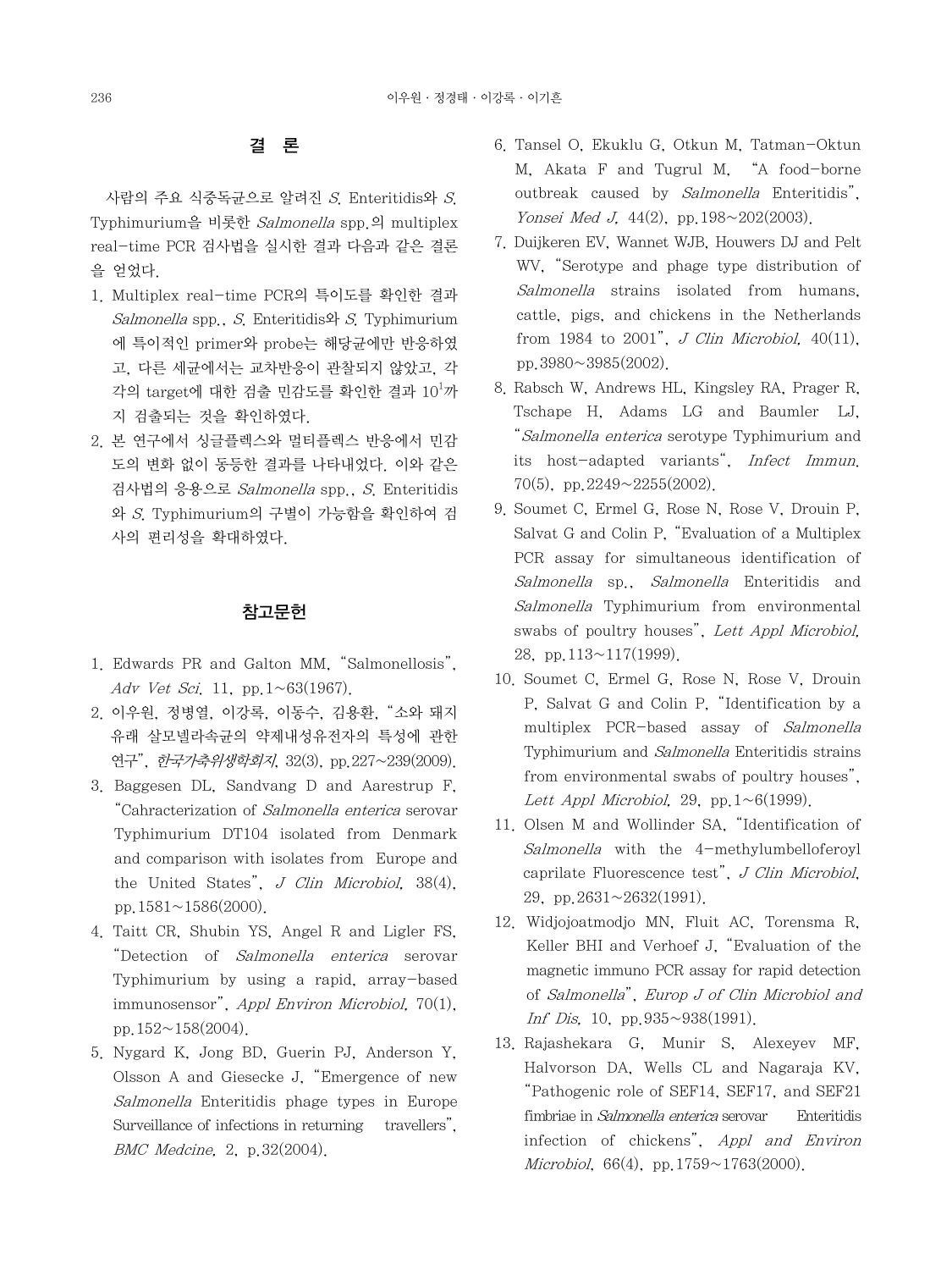## 결 론

사람의 주요 식중독균으로 알려진 *S.* Enteritidis와 *S.* Typhimurium을 비롯한 *Salmonella* spp.의 multiplex real-time PCR 검사법을 실시한 결과 다음과 같은 결론을 얻었다.

1. Multiplex real-time PCR의 특이도를 확인한 결과 *Salmonella* spp., *S.* Enteritidis와 *S.* Typhimurium에 특이적인 primer와 probe는 해당균에만 반응하였고, 다른 세균에서는 교차반응이 관찰되지 않았고, 각각의 target에 대한 검출 민감도를 확인한 결과 $10^1$까지 검출되는 것을 확인하였다.
2. 본 연구에서 싱글플렉스와 멀티플렉스 반응에서 민감도의 변화 없이 동등한 결과를 나타내었다. 이와 같은 검사법의 응용으로 *Salmonella* spp., *S.* Enteritidis와 *S.* Typhimurium의 구별이 가능함을 확인하여 검사의 편리성을 확대하였다.

## 참고문헌

1. Edwards PR and Galton MM, "Salmonellosis", *Adv Vet Sci*, 11, pp.1~63(1967).
2. 이우원, 정병열, 이강록, 이동수, 김용환, "소와 돼지 유래 살모넬라속균의 약제내성유전자의 특성에 관한 연구", *한국가축위생학회지*, 32(3), pp.227~239(2009).
3. Baggesen DL, Sandvang D and Aarestrup F, "Cahracterization of *Salmonella enterica* serovar Typhimurium DT104 isolated from Denmark and comparison with isolates from Europe and the United States", *J Clin Microbiol*, 38(4), pp.1581~1586(2000).
4. Taitt CR, Shubin YS, Angel R and Ligler FS, "Detection of *Salmonella enterica* serovar Typhimurium by using a rapid, array-based immunosensor", *Appl Environ Microbiol*, 70(1), pp.152~158(2004).
5. Nygard K, Jong BD, Guerin PJ, Anderson Y, Olsson A and Giesecke J, "Emergence of new *Salmonella* Enteritidis phage types in Europe Surveillance of infections in returning travellers", *BMC Medcine*, 2, p.32(2004).
6. Tansel O, Ekuklu G, Otkun M, Tatman-Oktun M, Akata F and Tugrul M, "A food-borne outbreak caused by *Salmonella* Enteritidis", *Yonsei Med J*, 44(2), pp.198~202(2003).
7. Duijkeren EV, Wannet WJB, Houwers DJ and Pelt WV, "Serotype and phage type distribution of *Salmonella* strains isolated from humans, cattle, pigs, and chickens in the Netherlands from 1984 to 2001", *J Clin Microbiol*, 40(11), pp.3980~3985(2002).
8. Rabsch W, Andrews HL, Kingsley RA, Prager R, Tschape H, Adams LG and Baumler LJ, "*Salmonella enterica* serotype Typhimurium and its host-adapted variants", *Infect Immun*, 70(5), pp.2249~2255(2002).
9. Soumet C, Ermel G, Rose N, Rose V, Drouin P, Salvat G and Colin P, "Evaluation of a Multiplex PCR assay for simultaneous identification of *Salmonella* sp., *Salmonella* Enteritidis and *Salmonella* Typhimurium from environmental swabs of poultry houses", *Lett Appl Microbiol*, 28, pp.113~117(1999).
10. Soumet C, Ermel G, Rose N, Rose V, Drouin P, Salvat G and Colin P, "Identification by a multiplex PCR-based assay of *Salmonella* Typhimurium and *Salmonella* Enteritidis strains from environmental swabs of poultry houses", *Lett Appl Microbiol*, 29, pp.1~6(1999).
11. Olsen M and Wollinder SA, "Identification of *Salmonella* with the 4-methylumbelloferoyl caprilate Fluorescence test", *J Clin Microbiol*, 29, pp.2631~2632(1991).
12. Widjojoatmodjo MN, Fluit AC, Torensma R, Keller BHI and Verhoef J, "Evaluation of the magnetic immuno PCR assay for rapid detection of *Salmonella*", *Europ J of Clin Microbiol and Inf Dis*, 10, pp.935~938(1991).
13. Rajashekara G, Munir S, Alexeyev MF, Halvorson DA, Wells CL and Nagaraja KV, "Pathogenic role of SEF14, SEF17, and SEF21 fimbriae in *Salmonella enterica* serovar Enteritidis infection of chickens", *Appl and Environ Microbiol*, 66(4), pp.1759~1763(2000).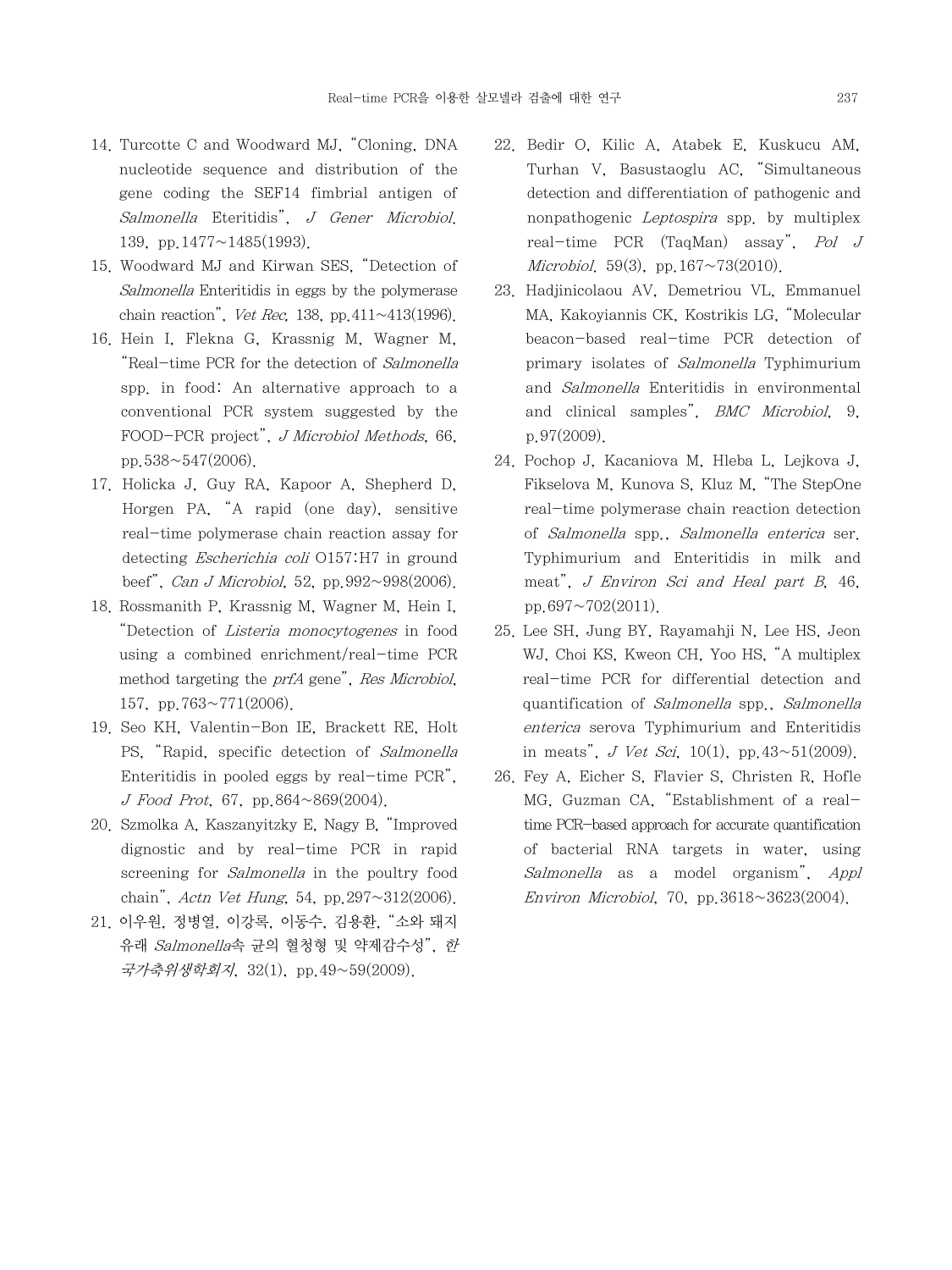14. Turcotte C and Woodward MJ, "Cloning, DNA nucleotide sequence and distribution of the gene coding the SEF14 fimbrial antigen of *Salmonella* Eteritidis", *J Gener Microbiol*, 139, pp.1477~1485(1993).
15. Woodward MJ and Kirwan SES, "Detection of *Salmonella* Enteritidis in eggs by the polymerase chain reaction", *Vet Rec*, 138, pp.411~413(1996).
16. Hein I, Flekna G, Krassnig M, Wagner M, "Real-time PCR for the detection of *Salmonella* spp. in food: An alternative approach to a conventional PCR system suggested by the FOOD-PCR project", *J Microbiol Methods*, 66, pp.538~547(2006).
17. Holicka J, Guy RA, Kapoor A, Shepherd D, Horgen PA, "A rapid (one day), sensitive real-time polymerase chain reaction assay for detecting *Escherichia coli* O157:H7 in ground beef", *Can J Microbiol*, 52, pp.992~998(2006).
18. Rossmanith P, Krassnig M, Wagner M, Hein I, "Detection of *Listeria monocytogenes* in food using a combined enrichment/real-time PCR method targeting the *prfA* gene", *Res Microbiol*, 157, pp.763~771(2006).
19. Seo KH, Valentin-Bon IE, Brackett RE, Holt PS, "Rapid, specific detection of *Salmonella* Enteritidis in pooled eggs by real-time PCR", *J Food Prot*, 67, pp.864~869(2004).
20. Szmolka A, Kaszanyitzky E, Nagy B, "Improved dignostic and by real-time PCR in rapid screening for *Salmonella* in the poultry food chain", *Actn Vet Hung*, 54, pp.297~312(2006).
21. 이우원, 정병열, 이강록, 이동수, 김용환, "소와 돼지 유래 *Salmonella*속 균의 혈청형 및 약제감수성", *한국가축위생학회지*, 32(1), pp.49~59(2009).
22. Bedir O, Kilic A, Atabek E, Kuskucu AM, Turhan V, Basustaoglu AC, "Simultaneous detection and differentiation of pathogenic and nonpathogenic *Leptospira* spp. by multiplex real-time PCR (TaqMan) assay", *Pol J Microbiol*, 59(3), pp.167~73(2010).
23. Hadjinicolaou AV, Demetriou VL, Emmanuel MA, Kakoyiannis CK, Kostrikis LG, "Molecular beacon-based real-time PCR detection of primary isolates of *Salmonella* Typhimurium and *Salmonella* Enteritidis in environmental and clinical samples", *BMC Microbiol*, 9, p.97(2009).
24. Pochop J, Kacaniova M, Hleba L, Lejkova J, Fikselova M, Kunova S, Kluz M, "The StepOne real-time polymerase chain reaction detection of *Salmonella* spp., *Salmonella enterica* ser. Typhimurium and Enteritidis in milk and meat", *J Environ Sci and Heal part B*, 46, pp.697~702(2011).
25. Lee SH, Jung BY, Rayamahji N, Lee HS, Jeon WJ, Choi KS, Kweon CH, Yoo HS, "A multiplex real-time PCR for differential detection and quantification of *Salmonella* spp., *Salmonella enterica* serova Typhimurium and Enteritidis in meats", *J Vet Sci*, 10(1), pp.43~51(2009).
26. Fey A, Eicher S, Flavier S, Christen R, Hofle MG, Guzman CA, "Establishment of a real-time PCR-based approach for accurate quantification of bacterial RNA targets in water, using *Salmonella* as a model organism", *Appl Environ Microbiol*, 70, pp.3618~3623(2004).